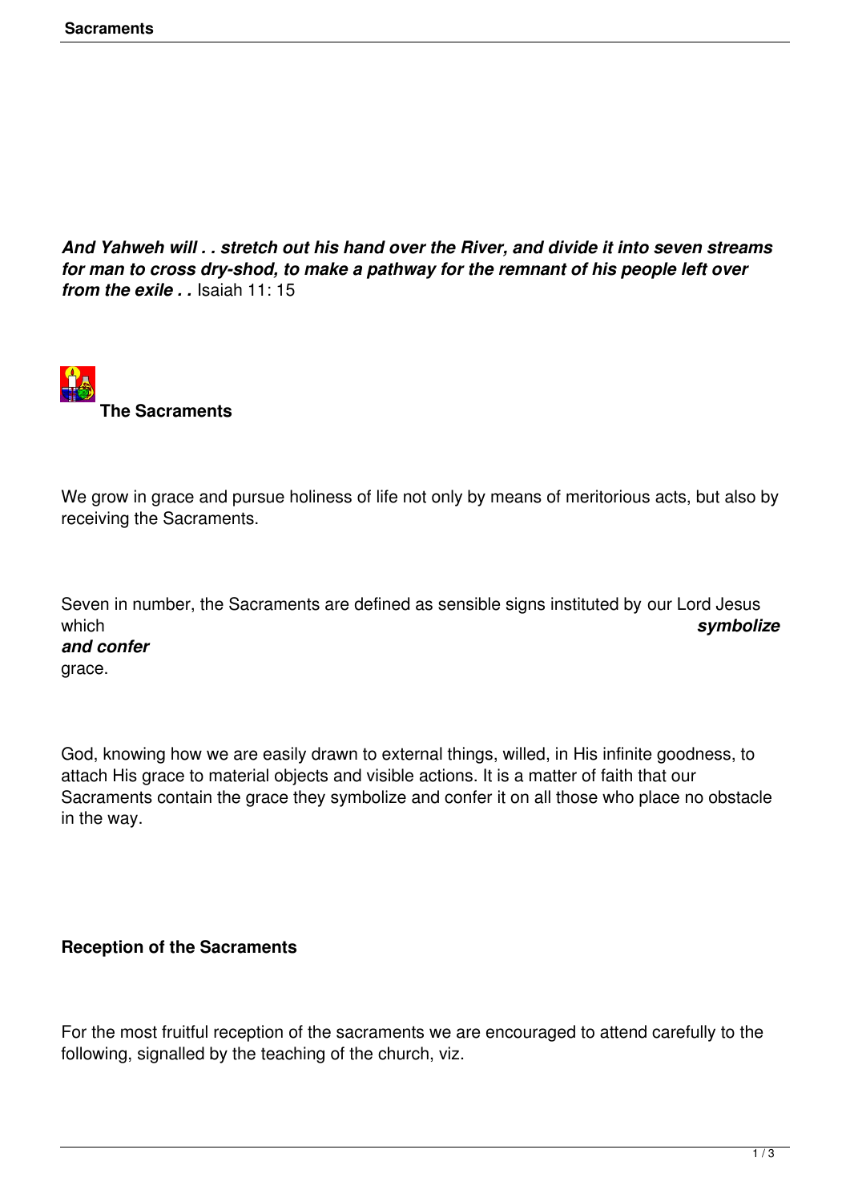***And Yahweh will . . stretch out his hand over the River, and divide it into seven streams for man to cross dry-shod, to make a pathway for the remnant of his people left over from the exile . .*** Isaiah 11: 15

## The Sacraments

We grow in grace and pursue holiness of life not only by means of meritorious acts, but also by receiving the Sacraments.

Seven in number, the Sacraments are defined as sensible signs instituted by our Lord Jesus which ***symbolize and confer*** grace.

God, knowing how we are easily drawn to external things, willed, in His infinite goodness, to attach His grace to material objects and visible actions. It is a matter of faith that our Sacraments contain the grace they symbolize and confer it on all those who place no obstacle in the way.

## Reception of the Sacraments

For the most fruitful reception of the sacraments we are encouraged to attend carefully to the following, signalled by the teaching of the church, viz.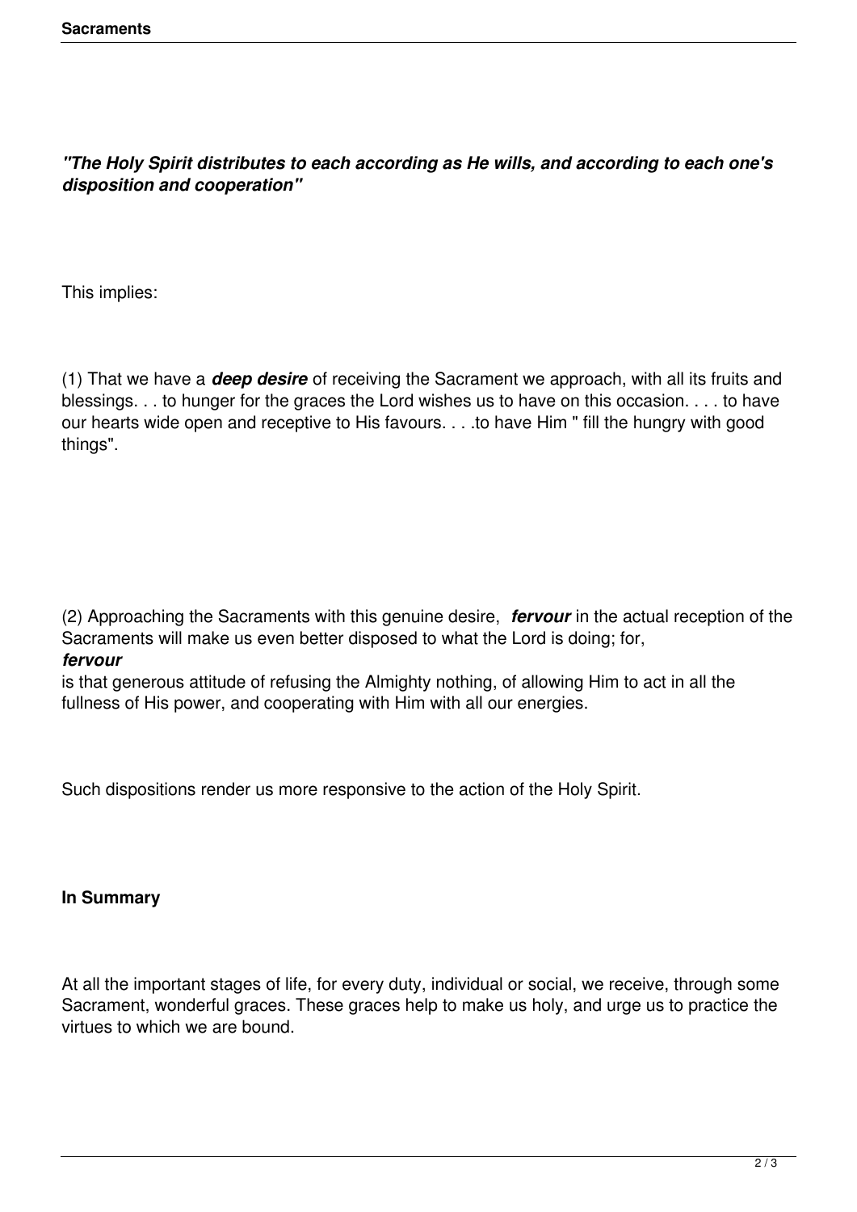***"The Holy Spirit distributes to each according as He wills, and according to each one's disposition and cooperation"***

This implies:

(1) That we have a ***deep desire*** of receiving the Sacrament we approach, with all its fruits and blessings. . . to hunger for the graces the Lord wishes us to have on this occasion. . . . to have our hearts wide open and receptive to His favours. . . .to have Him " fill the hungry with good things".

(2) Approaching the Sacraments with this genuine desire, ***fervour*** in the actual reception of the Sacraments will make us even better disposed to what the Lord is doing; for, ***fervour*** is that generous attitude of refusing the Almighty nothing, of allowing Him to act in all the fullness of His power, and cooperating with Him with all our energies.

Such dispositions render us more responsive to the action of the Holy Spirit.

**In Summary**

At all the important stages of life, for every duty, individual or social, we receive, through some Sacrament, wonderful graces. These graces help to make us holy, and urge us to practice the virtues to which we are bound.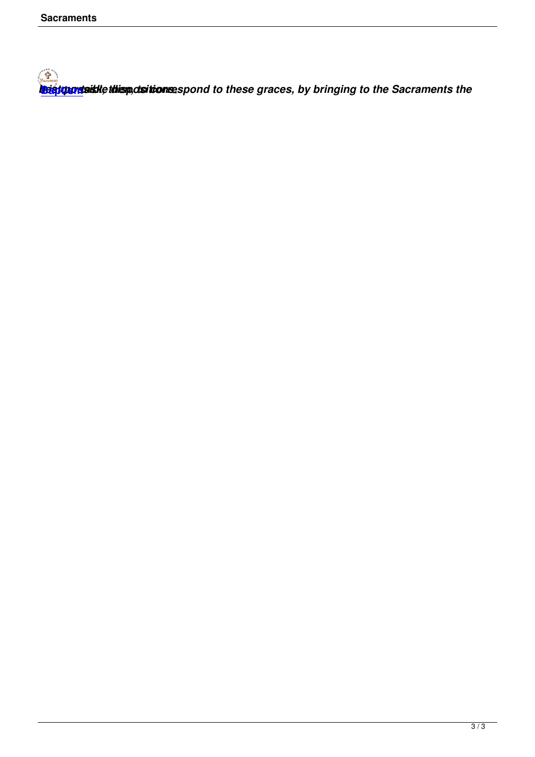***It is our task, then, to correspond to these graces, by bringing to the Sacraments the best possible dispositions.***

[Baptism]